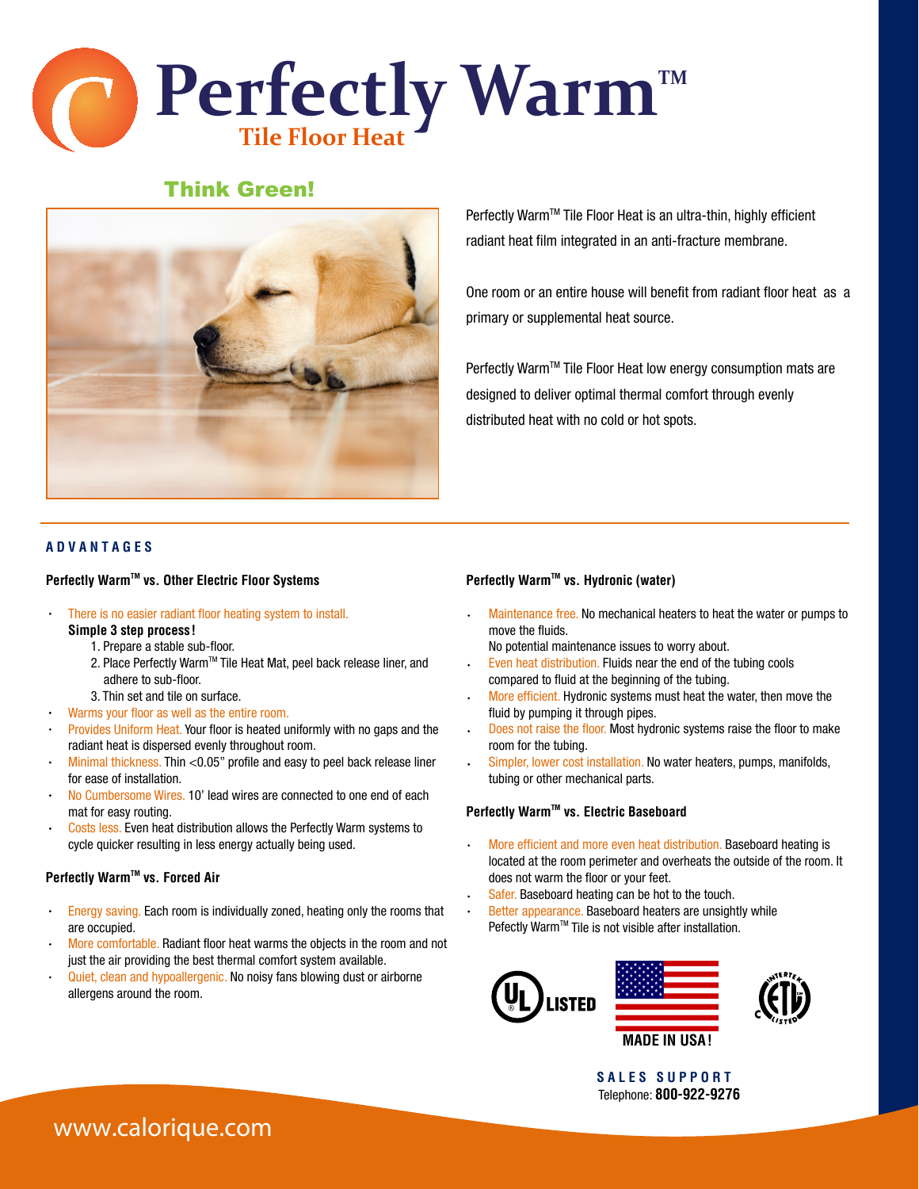# Perfectly Warm™

## Tile Floor Heat

### Think Green!

Perfectly Warm™ Tile Floor Heat is an ultra-thin, highly efficient radiant heat film integrated in an anti-fracture membrane.

One room or an entire house will benefit from radiant floor heat as a primary or supplemental heat source.

Perfectly Warm™ Tile Floor Heat low energy consumption mats are designed to deliver optimal thermal comfort through evenly distributed heat with no cold or hot spots.

## ADVANTAGES

### Perfectly Warm™ vs. Other Electric Floor Systems

- There is no easier radiant floor heating system to install.
  **Simple 3 step process!**
  1. Prepare a stable sub-floor.
  2. Place Perfectly Warm™ Tile Heat Mat, peel back release liner, and adhere to sub-floor.
  3. Thin set and tile on surface.
- Warms your floor as well as the entire room.
- Provides Uniform Heat. Your floor is heated uniformly with no gaps and the radiant heat is dispersed evenly throughout room.
- Minimal thickness. Thin <0.05" profile and easy to peel back release liner for ease of installation.
- No Cumbersome Wires. 10' lead wires are connected to one end of each mat for easy routing.
- Costs less. Even heat distribution allows the Perfectly Warm systems to cycle quicker resulting in less energy actually being used.

### Perfectly Warm™ vs. Forced Air

- Energy saving. Each room is individually zoned, heating only the rooms that are occupied.
- More comfortable. Radiant floor heat warms the objects in the room and not just the air providing the best thermal comfort system available.
- Quiet, clean and hypoallergenic. No noisy fans blowing dust or airborne allergens around the room.

### Perfectly Warm™ vs. Hydronic (water)

- Maintenance free. No mechanical heaters to heat the water or pumps to move the fluids.
  No potential maintenance issues to worry about.
- Even heat distribution. Fluids near the end of the tubing cools compared to fluid at the beginning of the tubing.
- More efficient. Hydronic systems must heat the water, then move the fluid by pumping it through pipes.
- Does not raise the floor. Most hydronic systems raise the floor to make room for the tubing.
- Simpler, lower cost installation. No water heaters, pumps, manifolds, tubing or other mechanical parts.

### Perfectly Warm™ vs. Electric Baseboard

- More efficient and more even heat distribution. Baseboard heating is located at the room perimeter and overheats the outside of the room. It does not warm the floor or your feet.
- Safer. Baseboard heating can be hot to the touch.
- Better appearance. Baseboard heaters are unsightly while Pefectly Warm™ Tile is not visible after installation.

UL LISTED

MADE IN USA!

INTERTEK ETL LISTED

**SALES SUPPORT**
Telephone: **800-922-9276**

www.calorique.com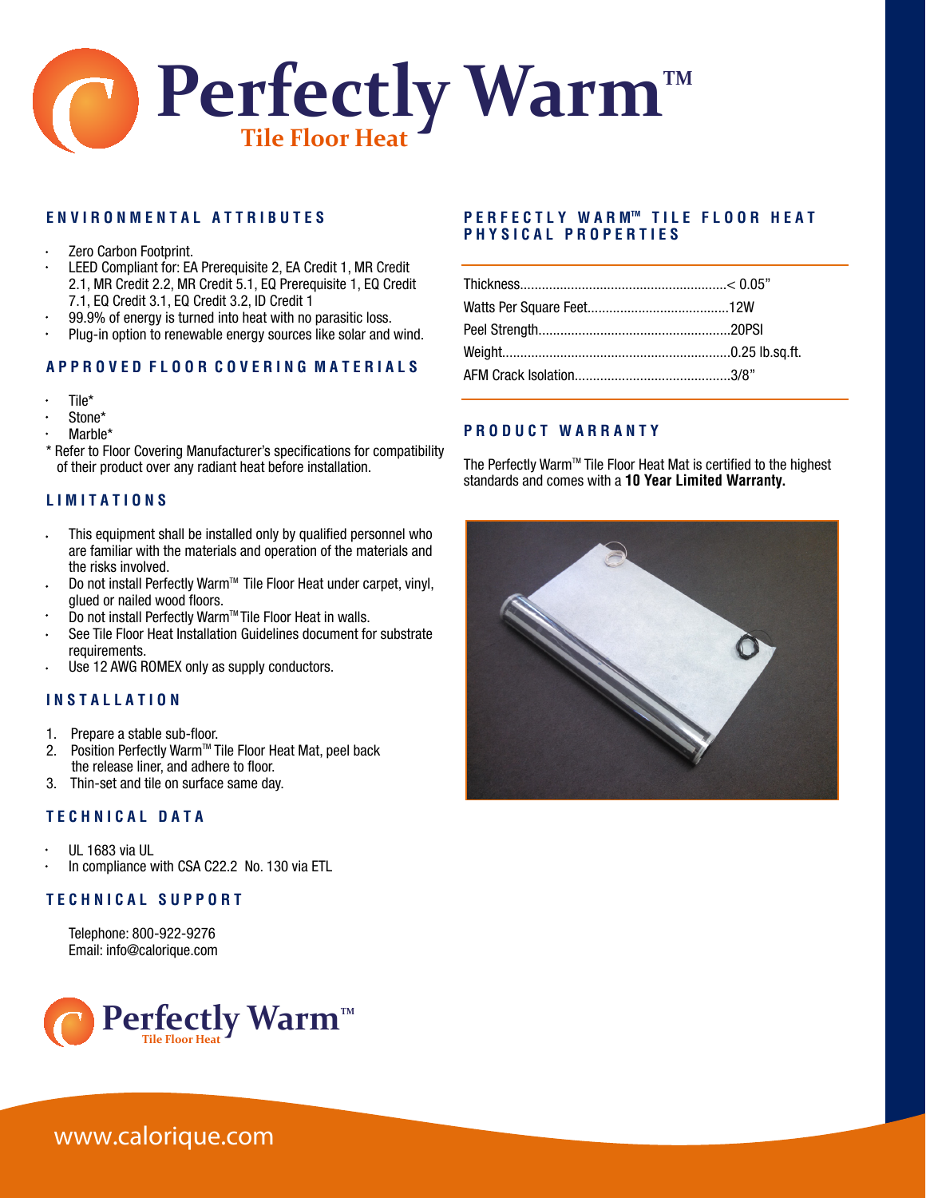# Perfectly Warm™

Tile Floor Heat

## ENVIRONMENTAL ATTRIBUTES

- Zero Carbon Footprint.
- LEED Compliant for: EA Prerequisite 2, EA Credit 1, MR Credit 2.1, MR Credit 2.2, MR Credit 5.1, EQ Prerequisite 1, EQ Credit 7.1, EQ Credit 3.1, EQ Credit 3.2, ID Credit 1
- 99.9% of energy is turned into heat with no parasitic loss.
- Plug-in option to renewable energy sources like solar and wind.

## APPROVED FLOOR COVERING MATERIALS

- Tile*
- Stone*
- Marble*

* Refer to Floor Covering Manufacturer's specifications for compatibility of their product over any radiant heat before installation.

## LIMITATIONS

- This equipment shall be installed only by qualified personnel who are familiar with the materials and operation of the materials and the risks involved.
- Do not install Perfectly Warm™ Tile Floor Heat under carpet, vinyl, glued or nailed wood floors.
- Do not install Perfectly Warm™ Tile Floor Heat in walls.
- See Tile Floor Heat Installation Guidelines document for substrate requirements.
- Use 12 AWG ROMEX only as supply conductors.

## INSTALLATION

1. Prepare a stable sub-floor.
2. Position Perfectly Warm™ Tile Floor Heat Mat, peel back the release liner, and adhere to floor.
3. Thin-set and tile on surface same day.

## TECHNICAL DATA

- UL 1683 via UL
- In compliance with CSA C22.2 No. 130 via ETL

## TECHNICAL SUPPORT

Telephone: 800-922-9276
Email: info@calorique.com

## PERFECTLY WARM™ TILE FLOOR HEAT PHYSICAL PROPERTIES

| | |
|---|---|
| Thickness | < 0.05" |
| Watts Per Square Feet | 12W |
| Peel Strength | 20PSI |
| Weight | 0.25 lb.sq.ft. |
| AFM Crack Isolation | 3/8" |

## PRODUCT WARRANTY

The Perfectly Warm™ Tile Floor Heat Mat is certified to the highest standards and comes with a **10 Year Limited Warranty.**

Perfectly Warm™ Tile Floor Heat

www.calorique.com